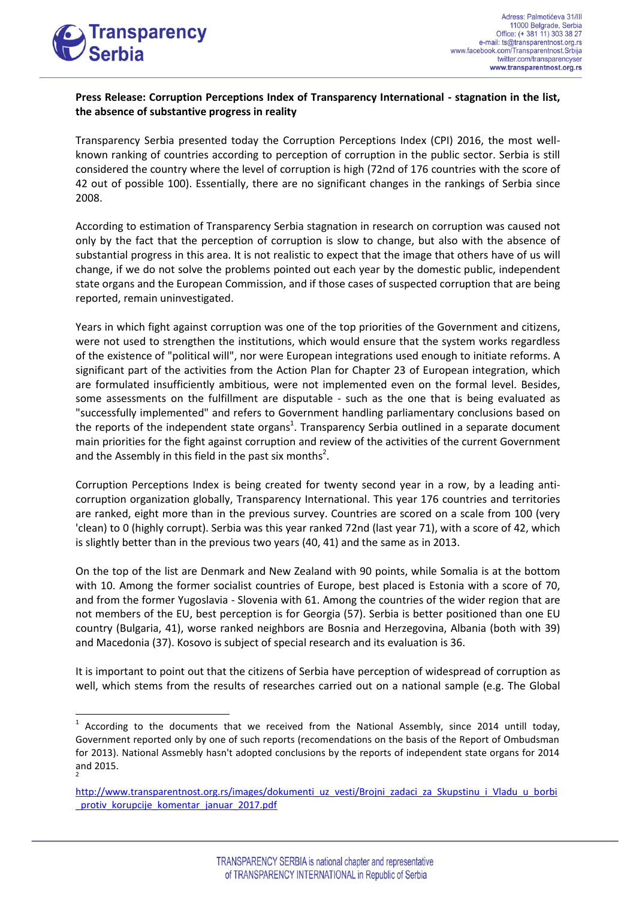**Press Release: Corruption Perceptions Index of Transparency International - stagnation in the list, the absence of substantive progress in reality**

Transparency Serbia presented today the Corruption Perceptions Index (CPI) 2016, the most well-known ranking of countries according to perception of corruption in the public sector. Serbia is still considered the country where the level of corruption is high (72nd of 176 countries with the score of 42 out of possible 100). Essentially, there are no significant changes in the rankings of Serbia since 2008.

According to estimation of Transparency Serbia stagnation in research on corruption was caused not only by the fact that the perception of corruption is slow to change, but also with the absence of substantial progress in this area. It is not realistic to expect that the image that others have of us will change, if we do not solve the problems pointed out each year by the domestic public, independent state organs and the European Commission, and if those cases of suspected corruption that are being reported, remain uninvestigated.

Years in which fight against corruption was one of the top priorities of the Government and citizens, were not used to strengthen the institutions, which would ensure that the system works regardless of the existence of "political will", nor were European integrations used enough to initiate reforms. A significant part of the activities from the Action Plan for Chapter 23 of European integration, which are formulated insufficiently ambitious, were not implemented even on the formal level. Besides, some assessments on the fulfillment are disputable - such as the one that is being evaluated as "successfully implemented" and refers to Government handling parliamentary conclusions based on the reports of the independent state organs[1]. Transparency Serbia outlined in a separate document main priorities for the fight against corruption and review of the activities of the current Government and the Assembly in this field in the past six months[2].

Corruption Perceptions Index is being created for twenty second year in a row, by a leading anti-corruption organization globally, Transparency International. This year 176 countries and territories are ranked, eight more than in the previous survey. Countries are scored on a scale from 100 (very 'clean) to 0 (highly corrupt). Serbia was this year ranked 72nd (last year 71), with a score of 42, which is slightly better than in the previous two years (40, 41) and the same as in 2013.

On the top of the list are Denmark and New Zealand with 90 points, while Somalia is at the bottom with 10. Among the former socialist countries of Europe, best placed is Estonia with a score of 70, and from the former Yugoslavia - Slovenia with 61. Among the countries of the wider region that are not members of the EU, best perception is for Georgia (57). Serbia is better positioned than one EU country (Bulgaria, 41), worse ranked neighbors are Bosnia and Herzegovina, Albania (both with 39) and Macedonia (37). Kosovo is subject of special research and its evaluation is 36.

It is important to point out that the citizens of Serbia have perception of widespread of corruption as well, which stems from the results of researches carried out on a national sample (e.g. The Global

---

[1] According to the documents that we received from the National Assembly, since 2014 untill today, Government reported only by one of such reports (recomendations on the basis of the Report of Ombudsman for 2013). National Assmebly hasn't adopted conclusions by the reports of independent state organs for 2014 and 2015.

[2] http://www.transparentnost.org.rs/images/dokumenti_uz_vesti/Brojni_zadaci_za_Skupstinu_i_Vladu_u_borbi_protiv_korupcije_komentar_januar_2017.pdf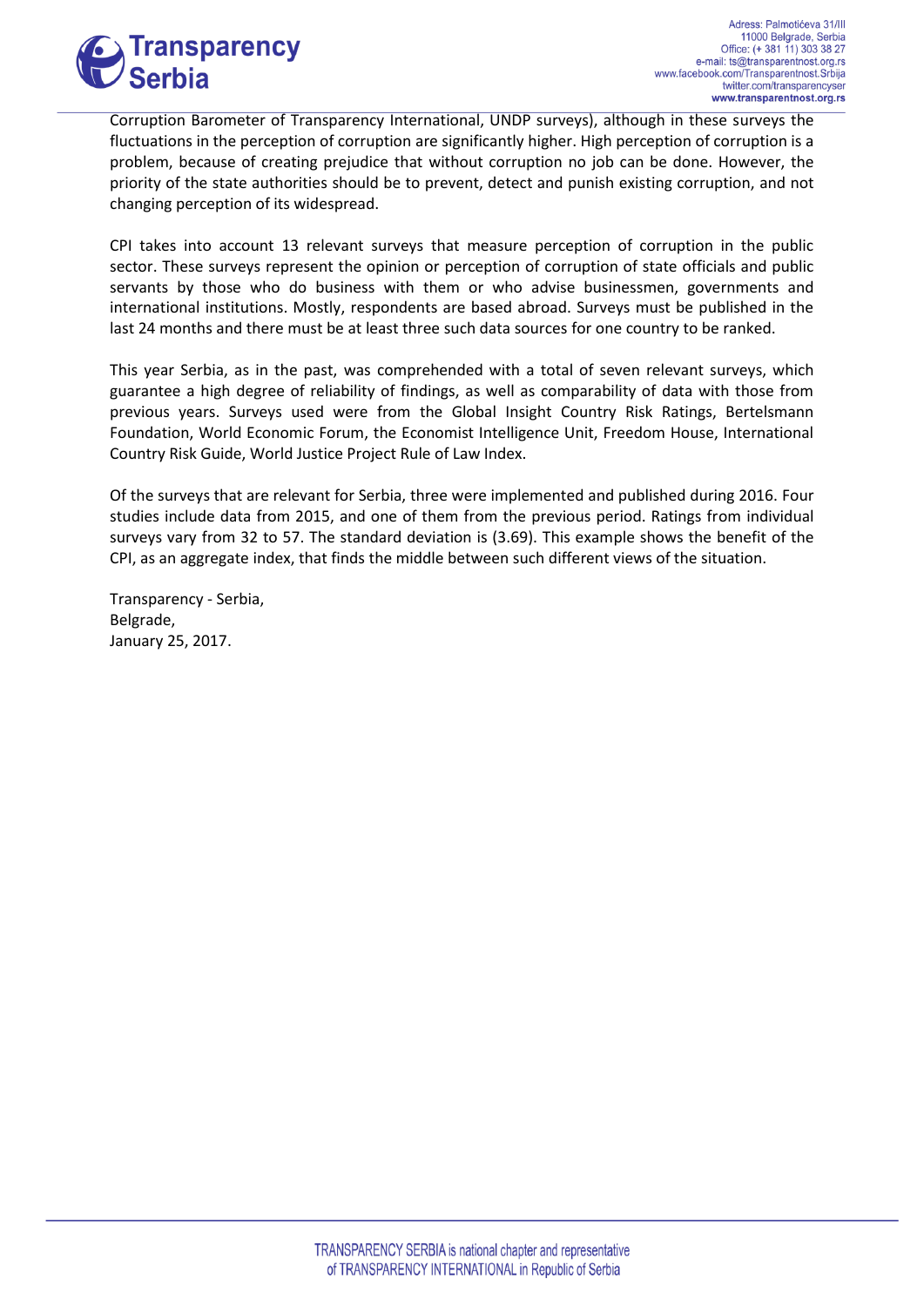Corruption Barometer of Transparency International, UNDP surveys), although in these surveys the fluctuations in the perception of corruption are significantly higher. High perception of corruption is a problem, because of creating prejudice that without corruption no job can be done. However, the priority of the state authorities should be to prevent, detect and punish existing corruption, and not changing perception of its widespread.

CPI takes into account 13 relevant surveys that measure perception of corruption in the public sector. These surveys represent the opinion or perception of corruption of state officials and public servants by those who do business with them or who advise businessmen, governments and international institutions. Mostly, respondents are based abroad. Surveys must be published in the last 24 months and there must be at least three such data sources for one country to be ranked.

This year Serbia, as in the past, was comprehended with a total of seven relevant surveys, which guarantee a high degree of reliability of findings, as well as comparability of data with those from previous years. Surveys used were from the Global Insight Country Risk Ratings, Bertelsmann Foundation, World Economic Forum, the Economist Intelligence Unit, Freedom House, International Country Risk Guide, World Justice Project Rule of Law Index.

Of the surveys that are relevant for Serbia, three were implemented and published during 2016. Four studies include data from 2015, and one of them from the previous period. Ratings from individual surveys vary from 32 to 57. The standard deviation is (3.69). This example shows the benefit of the CPI, as an aggregate index, that finds the middle between such different views of the situation.

Transparency - Serbia,
Belgrade,
January 25, 2017.